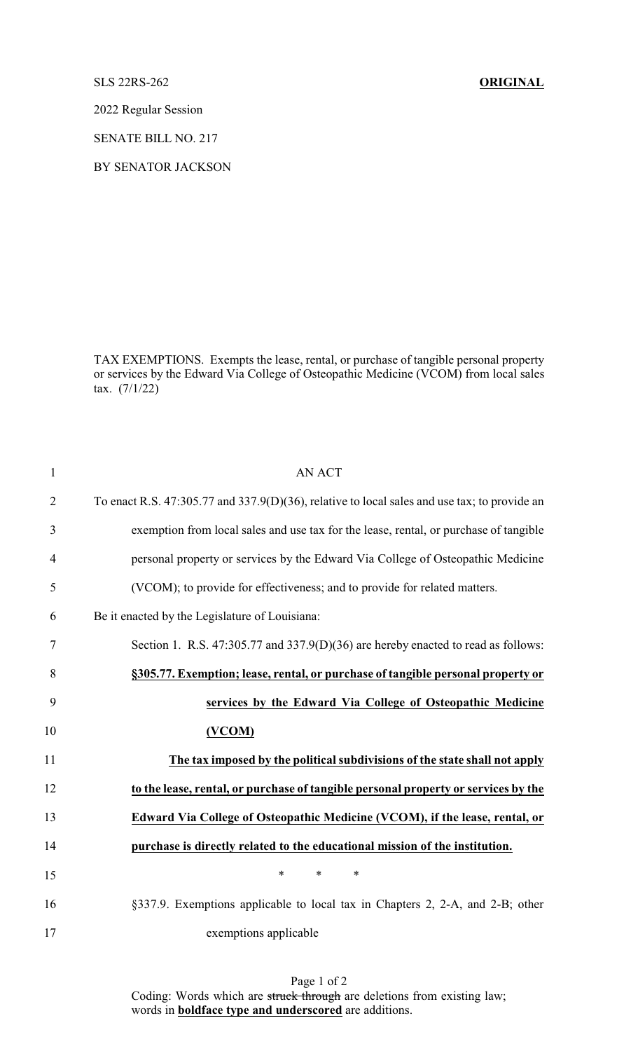SLS 22RS-262 **ORIGINAL**

2022 Regular Session

SENATE BILL NO. 217

BY SENATOR JACKSON

TAX EXEMPTIONS. Exempts the lease, rental, or purchase of tangible personal property or services by the Edward Via College of Osteopathic Medicine (VCOM) from local sales tax. (7/1/22)

AN ACT

To enact R.S. 47:305.77 and 337.9(D)(36), relative to local sales and use tax; to provide an exemption from local sales and use tax for the lease, rental, or purchase of tangible personal property or services by the Edward Via College of Osteopathic Medicine (VCOM); to provide for effectiveness; and to provide for related matters.

Be it enacted by the Legislature of Louisiana:

Section 1. R.S. 47:305.77 and 337.9(D)(36) are hereby enacted to read as follows:

**§305.77. Exemption; lease, rental, or purchase of tangible personal property or services by the Edward Via College of Osteopathic Medicine (VCOM)**

**The tax imposed by the political subdivisions of the state shall not apply to the lease, rental, or purchase of tangible personal property or services by the Edward Via College of Osteopathic Medicine (VCOM), if the lease, rental, or purchase is directly related to the educational mission of the institution.**

\* \* \*

§337.9. Exemptions applicable to local tax in Chapters 2, 2-A, and 2-B; other exemptions applicable

Coding: Words which are ~~struck through~~ are deletions from existing law; words in **boldface type and underscored** are additions.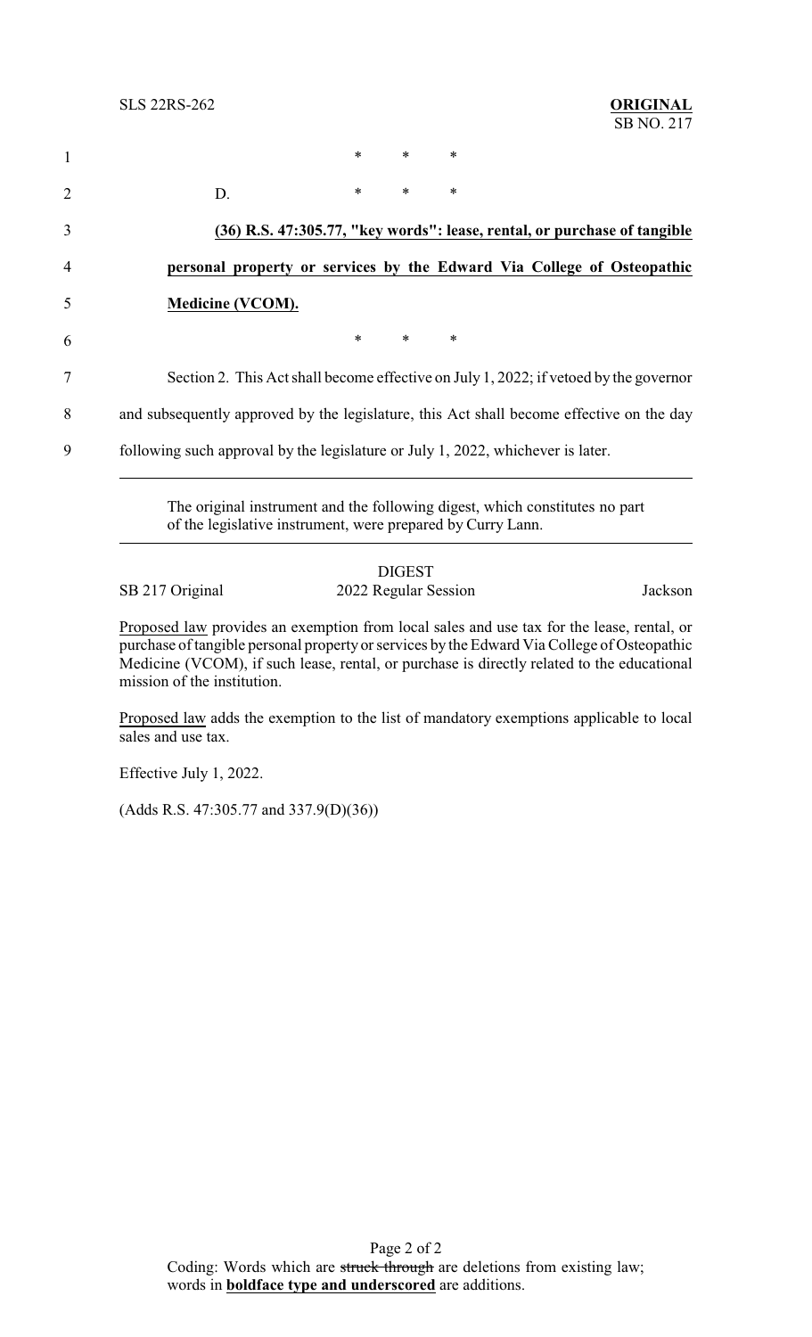\*        \*        \*

D.        \*        \*        \*

**(36) R.S. 47:305.77, "key words": lease, rental, or purchase of tangible personal property or services by the Edward Via College of Osteopathic Medicine (VCOM).**

\*        \*        \*

Section 2. This Act shall become effective on July 1, 2022; if vetoed by the governor and subsequently approved by the legislature, this Act shall become effective on the day following such approval by the legislature or July 1, 2022, whichever is later.

---

The original instrument and the following digest, which constitutes no part of the legislative instrument, were prepared by Curry Lann.

---

DIGEST

SB 217 Original        2022 Regular Session        Jackson

Proposed law provides an exemption from local sales and use tax for the lease, rental, or purchase of tangible personal property or services by the Edward Via College of Osteopathic Medicine (VCOM), if such lease, rental, or purchase is directly related to the educational mission of the institution.

Proposed law adds the exemption to the list of mandatory exemptions applicable to local sales and use tax.

Effective July 1, 2022.

(Adds R.S. 47:305.77 and 337.9(D)(36))

Coding: Words which are ~~struck through~~ are deletions from existing law; words in **boldface type and underscored** are additions.